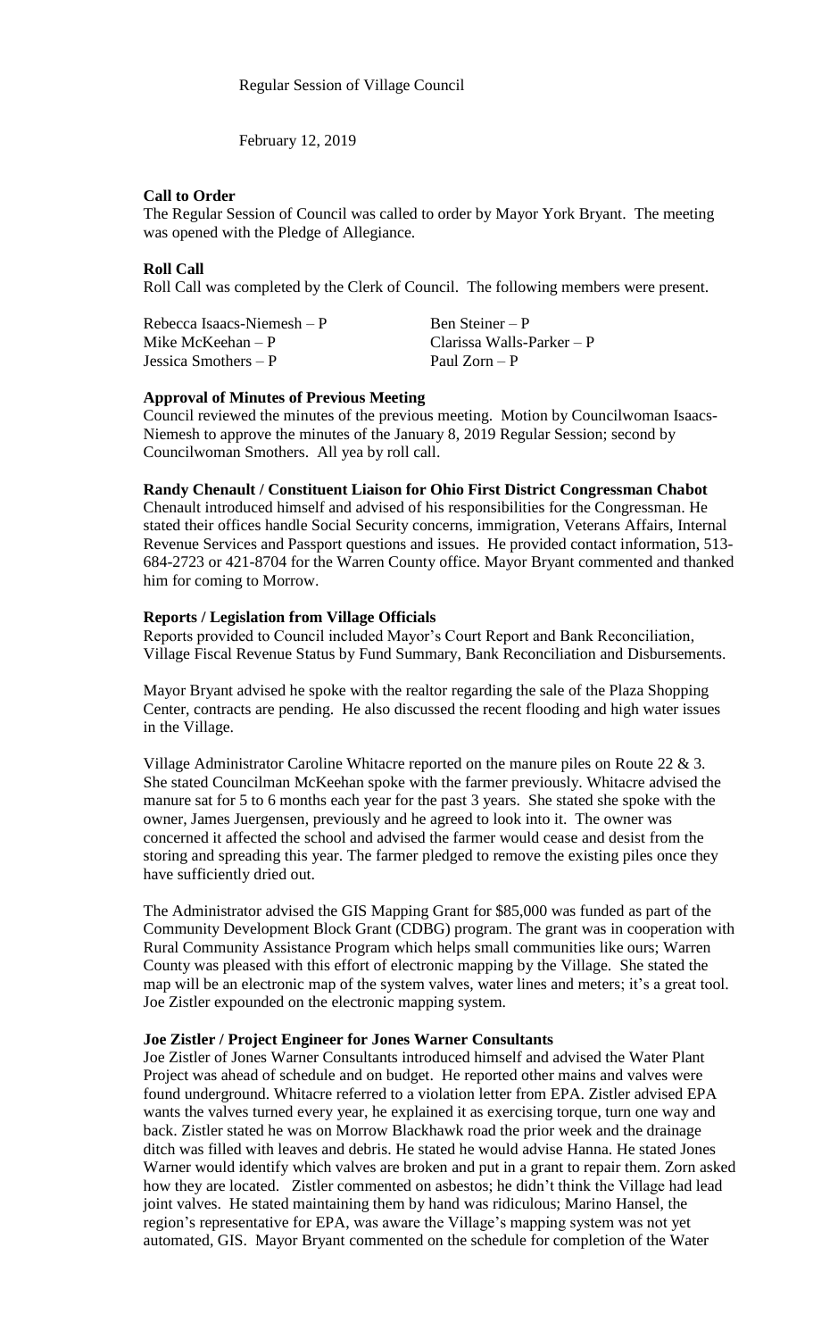Regular Session of Village Council

February 12, 2019

**Call to Order**

The Regular Session of Council was called to order by Mayor York Bryant. The meeting was opened with the Pledge of Allegiance.

**Roll Call**

Roll Call was completed by the Clerk of Council. The following members were present.

| | |
|---|---|
| Rebecca Isaacs-Niemesh – P | Ben Steiner – P |
| Mike McKeehan – P | Clarissa Walls-Parker – P |
| Jessica Smothers – P | Paul Zorn – P |

**Approval of Minutes of Previous Meeting**

Council reviewed the minutes of the previous meeting. Motion by Councilwoman Isaacs-Niemesh to approve the minutes of the January 8, 2019 Regular Session; second by Councilwoman Smothers. All yea by roll call.

**Randy Chenault / Constituent Liaison for Ohio First District Congressman Chabot**

Chenault introduced himself and advised of his responsibilities for the Congressman. He stated their offices handle Social Security concerns, immigration, Veterans Affairs, Internal Revenue Services and Passport questions and issues. He provided contact information, 513-684-2723 or 421-8704 for the Warren County office. Mayor Bryant commented and thanked him for coming to Morrow.

**Reports / Legislation from Village Officials**

Reports provided to Council included Mayor's Court Report and Bank Reconciliation, Village Fiscal Revenue Status by Fund Summary, Bank Reconciliation and Disbursements.

Mayor Bryant advised he spoke with the realtor regarding the sale of the Plaza Shopping Center, contracts are pending. He also discussed the recent flooding and high water issues in the Village.

Village Administrator Caroline Whitacre reported on the manure piles on Route 22 & 3. She stated Councilman McKeehan spoke with the farmer previously. Whitacre advised the manure sat for 5 to 6 months each year for the past 3 years. She stated she spoke with the owner, James Juergensen, previously and he agreed to look into it. The owner was concerned it affected the school and advised the farmer would cease and desist from the storing and spreading this year. The farmer pledged to remove the existing piles once they have sufficiently dried out.

The Administrator advised the GIS Mapping Grant for $85,000 was funded as part of the Community Development Block Grant (CDBG) program. The grant was in cooperation with Rural Community Assistance Program which helps small communities like ours; Warren County was pleased with this effort of electronic mapping by the Village. She stated the map will be an electronic map of the system valves, water lines and meters; it's a great tool. Joe Zistler expounded on the electronic mapping system.

**Joe Zistler / Project Engineer for Jones Warner Consultants**

Joe Zistler of Jones Warner Consultants introduced himself and advised the Water Plant Project was ahead of schedule and on budget. He reported other mains and valves were found underground. Whitacre referred to a violation letter from EPA. Zistler advised EPA wants the valves turned every year, he explained it as exercising torque, turn one way and back. Zistler stated he was on Morrow Blackhawk road the prior week and the drainage ditch was filled with leaves and debris. He stated he would advise Hanna. He stated Jones Warner would identify which valves are broken and put in a grant to repair them. Zorn asked how they are located. Zistler commented on asbestos; he didn't think the Village had lead joint valves. He stated maintaining them by hand was ridiculous; Marino Hansel, the region's representative for EPA, was aware the Village's mapping system was not yet automated, GIS. Mayor Bryant commented on the schedule for completion of the Water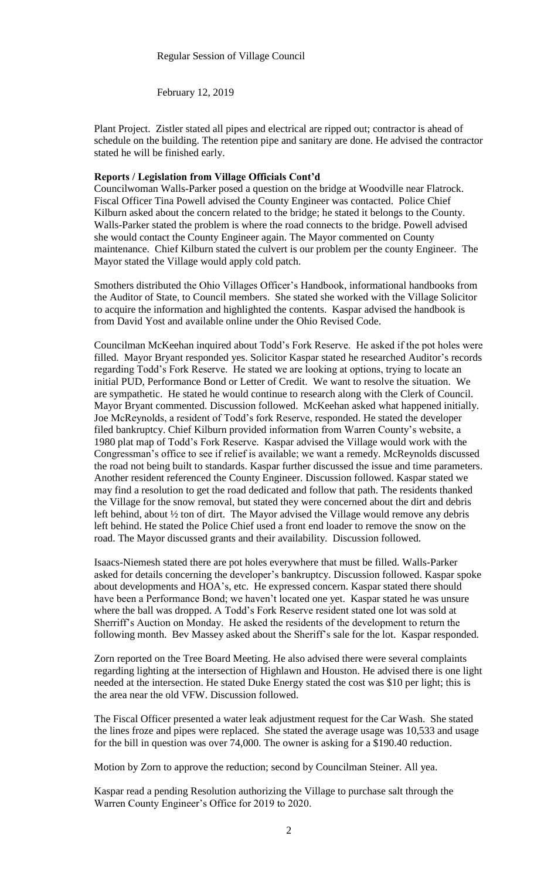Regular Session of Village Council

February 12, 2019

Plant Project. Zistler stated all pipes and electrical are ripped out; contractor is ahead of schedule on the building. The retention pipe and sanitary are done. He advised the contractor stated he will be finished early.

**Reports / Legislation from Village Officials Cont'd**

Councilwoman Walls-Parker posed a question on the bridge at Woodville near Flatrock. Fiscal Officer Tina Powell advised the County Engineer was contacted. Police Chief Kilburn asked about the concern related to the bridge; he stated it belongs to the County. Walls-Parker stated the problem is where the road connects to the bridge. Powell advised she would contact the County Engineer again. The Mayor commented on County maintenance. Chief Kilburn stated the culvert is our problem per the county Engineer. The Mayor stated the Village would apply cold patch.

Smothers distributed the Ohio Villages Officer's Handbook, informational handbooks from the Auditor of State, to Council members. She stated she worked with the Village Solicitor to acquire the information and highlighted the contents. Kaspar advised the handbook is from David Yost and available online under the Ohio Revised Code.

Councilman McKeehan inquired about Todd's Fork Reserve. He asked if the pot holes were filled. Mayor Bryant responded yes. Solicitor Kaspar stated he researched Auditor's records regarding Todd's Fork Reserve. He stated we are looking at options, trying to locate an initial PUD, Performance Bond or Letter of Credit. We want to resolve the situation. We are sympathetic. He stated he would continue to research along with the Clerk of Council. Mayor Bryant commented. Discussion followed. McKeehan asked what happened initially. Joe McReynolds, a resident of Todd's fork Reserve, responded. He stated the developer filed bankruptcy. Chief Kilburn provided information from Warren County's website, a 1980 plat map of Todd's Fork Reserve. Kaspar advised the Village would work with the Congressman's office to see if relief is available; we want a remedy. McReynolds discussed the road not being built to standards. Kaspar further discussed the issue and time parameters. Another resident referenced the County Engineer. Discussion followed. Kaspar stated we may find a resolution to get the road dedicated and follow that path. The residents thanked the Village for the snow removal, but stated they were concerned about the dirt and debris left behind, about ½ ton of dirt. The Mayor advised the Village would remove any debris left behind. He stated the Police Chief used a front end loader to remove the snow on the road. The Mayor discussed grants and their availability. Discussion followed.

Isaacs-Niemesh stated there are pot holes everywhere that must be filled. Walls-Parker asked for details concerning the developer's bankruptcy. Discussion followed. Kaspar spoke about developments and HOA's, etc. He expressed concern. Kaspar stated there should have been a Performance Bond; we haven't located one yet. Kaspar stated he was unsure where the ball was dropped. A Todd's Fork Reserve resident stated one lot was sold at Sherriff's Auction on Monday. He asked the residents of the development to return the following month. Bev Massey asked about the Sheriff's sale for the lot. Kaspar responded.

Zorn reported on the Tree Board Meeting. He also advised there were several complaints regarding lighting at the intersection of Highlawn and Houston. He advised there is one light needed at the intersection. He stated Duke Energy stated the cost was $10 per light; this is the area near the old VFW. Discussion followed.

The Fiscal Officer presented a water leak adjustment request for the Car Wash. She stated the lines froze and pipes were replaced. She stated the average usage was 10,533 and usage for the bill in question was over 74,000. The owner is asking for a $190.40 reduction.

Motion by Zorn to approve the reduction; second by Councilman Steiner. All yea.

Kaspar read a pending Resolution authorizing the Village to purchase salt through the Warren County Engineer's Office for 2019 to 2020.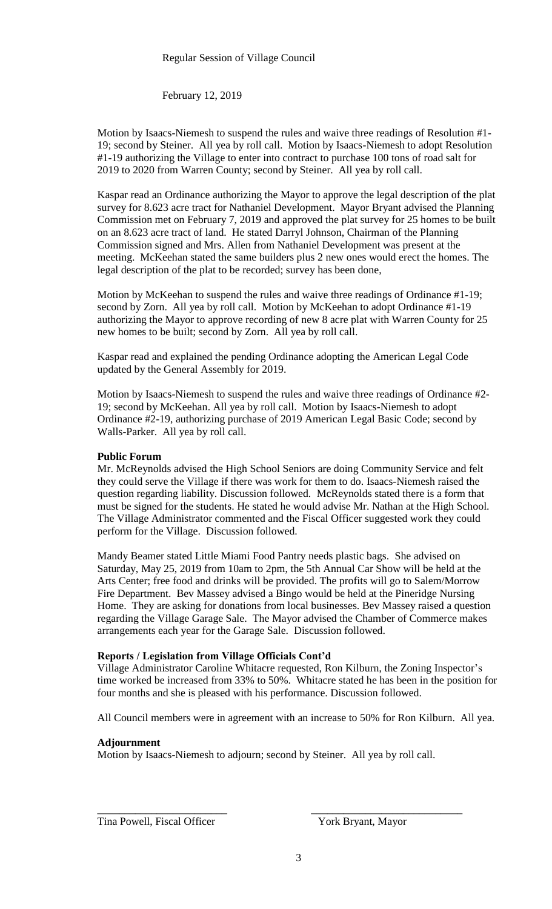Regular Session of Village Council

February 12, 2019

Motion by Isaacs-Niemesh to suspend the rules and waive three readings of Resolution #1-19; second by Steiner. All yea by roll call. Motion by Isaacs-Niemesh to adopt Resolution #1-19 authorizing the Village to enter into contract to purchase 100 tons of road salt for 2019 to 2020 from Warren County; second by Steiner. All yea by roll call.

Kaspar read an Ordinance authorizing the Mayor to approve the legal description of the plat survey for 8.623 acre tract for Nathaniel Development. Mayor Bryant advised the Planning Commission met on February 7, 2019 and approved the plat survey for 25 homes to be built on an 8.623 acre tract of land. He stated Darryl Johnson, Chairman of the Planning Commission signed and Mrs. Allen from Nathaniel Development was present at the meeting. McKeehan stated the same builders plus 2 new ones would erect the homes. The legal description of the plat to be recorded; survey has been done,

Motion by McKeehan to suspend the rules and waive three readings of Ordinance #1-19; second by Zorn. All yea by roll call. Motion by McKeehan to adopt Ordinance #1-19 authorizing the Mayor to approve recording of new 8 acre plat with Warren County for 25 new homes to be built; second by Zorn. All yea by roll call.

Kaspar read and explained the pending Ordinance adopting the American Legal Code updated by the General Assembly for 2019.

Motion by Isaacs-Niemesh to suspend the rules and waive three readings of Ordinance #2-19; second by McKeehan. All yea by roll call. Motion by Isaacs-Niemesh to adopt Ordinance #2-19, authorizing purchase of 2019 American Legal Basic Code; second by Walls-Parker. All yea by roll call.

**Public Forum**

Mr. McReynolds advised the High School Seniors are doing Community Service and felt they could serve the Village if there was work for them to do. Isaacs-Niemesh raised the question regarding liability. Discussion followed. McReynolds stated there is a form that must be signed for the students. He stated he would advise Mr. Nathan at the High School. The Village Administrator commented and the Fiscal Officer suggested work they could perform for the Village. Discussion followed.

Mandy Beamer stated Little Miami Food Pantry needs plastic bags. She advised on Saturday, May 25, 2019 from 10am to 2pm, the 5th Annual Car Show will be held at the Arts Center; free food and drinks will be provided. The profits will go to Salem/Morrow Fire Department. Bev Massey advised a Bingo would be held at the Pineridge Nursing Home. They are asking for donations from local businesses. Bev Massey raised a question regarding the Village Garage Sale. The Mayor advised the Chamber of Commerce makes arrangements each year for the Garage Sale. Discussion followed.

**Reports / Legislation from Village Officials Cont'd**

Village Administrator Caroline Whitacre requested, Ron Kilburn, the Zoning Inspector's time worked be increased from 33% to 50%. Whitacre stated he has been in the position for four months and she is pleased with his performance. Discussion followed.

All Council members were in agreement with an increase to 50% for Ron Kilburn. All yea.

**Adjournment**

Motion by Isaacs-Niemesh to adjourn; second by Steiner. All yea by roll call.

\_\_\_\_\_\_\_\_\_\_\_\_\_\_\_\_\_\_\_\_\_\_\_\_ \_\_\_\_\_\_\_\_\_\_\_\_\_\_\_\_\_\_\_\_\_\_\_\_\_\_\_\_

Tina Powell, Fiscal Officer York Bryant, Mayor